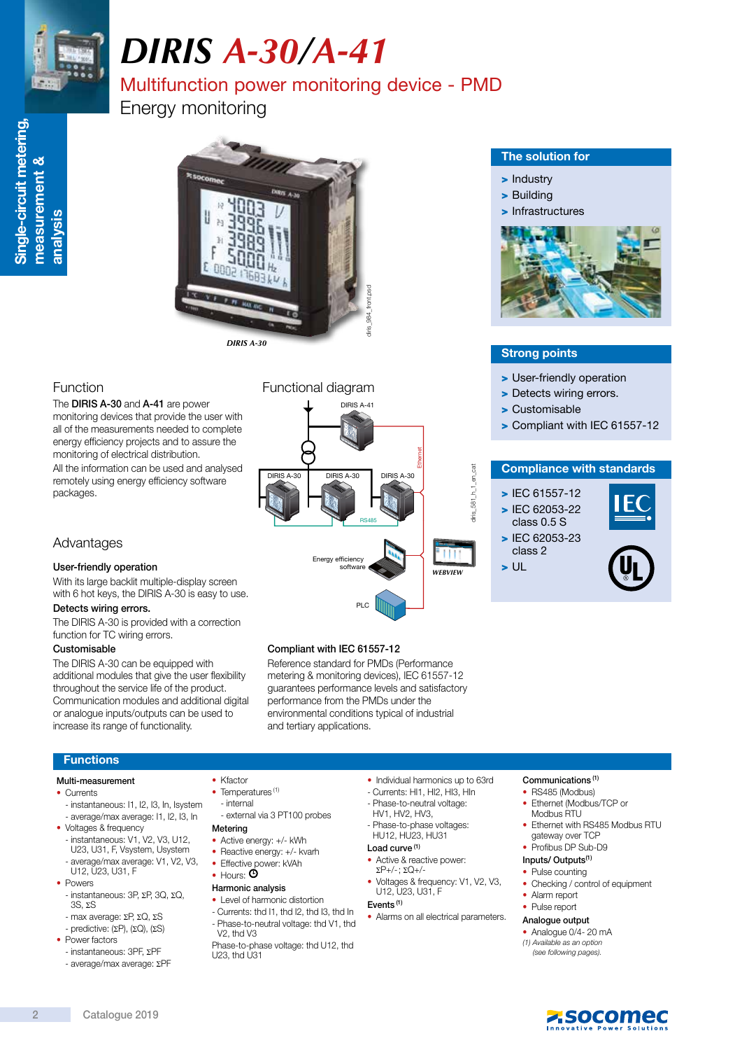# DIRIS A-30/A-41

## Multifunction power monitoring device - PMD

Energy monitoring

Single-circuit metering, measurement & analysis

DIRIS A-30

### The solution for

- Industry
- Building
- Infrastructures

### Strong points

- User-friendly operation
- Detects wiring errors.
- Customisable
- Compliant with IEC 61557-12

### Compliance with standards

- IEC 61557-12
- IEC 62053-22 class 0.5 S
- IEC 62053-23 class 2
- UL

### Function

The **DIRIS A-30** and **A-41** are power monitoring devices that provide the user with all of the measurements needed to complete energy efficiency projects and to assure the monitoring of electrical distribution.
All the information can be used and analysed remotely using energy efficiency software packages.

### Functional diagram

DIRIS A-41, DIRIS A-30, DIRIS A-30, DIRIS A-30, Ethernet, RS485, Energy efficiency software, WEBVIEW, PLC

### Advantages

**User-friendly operation**

With its large backlit multiple-display screen with 6 hot keys, the DIRIS A-30 is easy to use.

**Detects wiring errors.**

The DIRIS A-30 is provided with a correction function for TC wiring errors.

**Customisable**

The DIRIS A-30 can be equipped with additional modules that give the user flexibility throughout the service life of the product. Communication modules and additional digital or analogue inputs/outputs can be used to increase its range of functionality.

**Compliant with IEC 61557-12**

Reference standard for PMDs (Performance metering & monitoring devices), IEC 61557-12 guarantees performance levels and satisfactory performance from the PMDs under the environmental conditions typical of industrial and tertiary applications.

### Functions

**Multi-measurement**

- Currents
  - instantaneous: I1, I2, I3, In, Isystem
  - average/max average: I1, I2, I3, In
- Voltages & frequency
  - instantaneous: V1, V2, V3, U12, U23, U31, F, Vsystem, Usystem
  - average/max average: V1, V2, V3, U12, U23, U31, F
- Powers
  - instantaneous: 3P, ΣP, 3Q, ΣQ, 3S, ΣS
  - max average: ΣP, ΣQ, ΣS
  - predictive: (ΣP), (ΣQ), (ΣS)
- Power factors
  - instantaneous: 3PF, ΣPF
  - average/max average: ΣPF
- Kfactor
- Temperatures [(1)]
  - internal
  - external via 3 PT100 probes

**Metering**

- Active energy: +/- kWh
- Reactive energy: +/- kvarh
- Effective power: kVAh
- Hours: ⌚

**Harmonic analysis**

- Level of harmonic distortion
- Currents: thd I1, thd I2, thd I3, thd In
- Phase-to-neutral voltage: thd V1, thd V2, thd V3

Phase-to-phase voltage: thd U12, thd U23, thd U31

- Individual harmonics up to 63rd
- Currents: HI1, HI2, HI3, HIn
- Phase-to-neutral voltage: HV1, HV2, HV3,
- Phase-to-phase voltages: HU12, HU23, HU31

**Load curve** [(1)]

- Active & reactive power: ΣP+/-; ΣQ+/-
- Voltages & frequency: V1, V2, V3, U12, U23, U31, F

**Events** [(1)]

- Alarms on all electrical parameters.

**Communications** [(1)]

- RS485 (Modbus)
- Ethernet (Modbus/TCP or Modbus RTU
- Ethernet with RS485 Modbus RTU gateway over TCP
- Profibus DP Sub-D9

**Inputs/ Outputs**[(1)]

- Pulse counting
- Checking / control of equipment
- Alarm report
- Pulse report

**Analogue output**

- Analogue 0/4- 20 mA

*(1) Available as an option (see following pages).*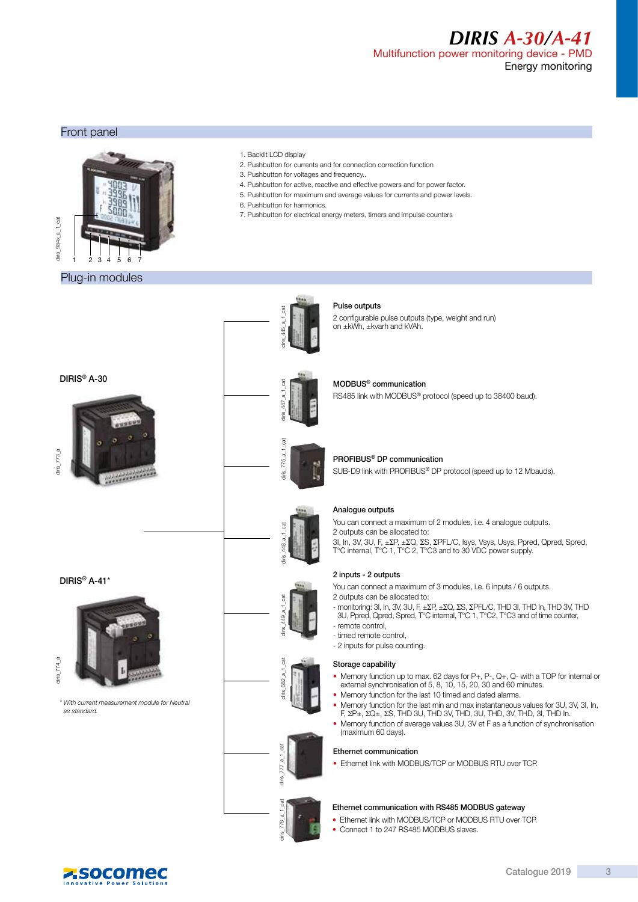# DIRIS A-30/A-41

Multifunction power monitoring device - PMD

Energy monitoring

## Front panel

1. Backlit LCD display
2. Pushbutton for currents and for connection correction function
3. Pushbutton for voltages and frequency..
4. Pushbutton for active, reactive and effective powers and for power factor.
5. Pushbutton for maximum and average values for currents and power levels.
6. Pushbutton for harmonics.
7. Pushbutton for electrical energy meters, timers and impulse counters

## Plug-in modules

DIRIS® A-30

DIRIS® A-41*

*\* With current measurement module for Neutral as standard.*

### Pulse outputs

2 configurable pulse outputs (type, weight and run) on ±kWh, ±kvarh and kVAh.

### MODBUS® communication

RS485 link with MODBUS® protocol (speed up to 38400 baud).

### PROFIBUS® DP communication

SUB-D9 link with PROFIBUS® DP protocol (speed up to 12 Mbauds).

### Analogue outputs

You can connect a maximum of 2 modules, i.e. 4 analogue outputs.
2 outputs can be allocated to:
3I, In, 3V, 3U, F, ±ΣP, ±ΣQ, ΣS, ΣPFL/C, Isys, Vsys, Usys, Ppred, Qpred, Spred, T°C internal, T°C 1, T°C 2, T°C3 and to 30 VDC power supply.

### 2 inputs - 2 outputs

You can connect a maximum of 3 modules, i.e. 6 inputs / 6 outputs.
2 outputs can be allocated to:
- monitoring: 3I, In, 3V, 3U, F, ±ΣP, ±ΣQ, ΣS, ΣPFL/C, THD 3I, THD In, THD 3V, THD 3U, Ppred, Qpred, Spred, T°C internal, T°C 1, T°C2, T°C3 and of time counter,
- remote control,
- timed remote control,
- 2 inputs for pulse counting.

### Storage capability

- Memory function up to max. 62 days for P+, P-, Q+, Q- with a TOP for internal or external synchronisation of 5, 8, 10, 15, 20, 30 and 60 minutes.
- Memory function for the last 10 timed and dated alarms.
- Memory function for the last min and max instantaneous values for 3U, 3V, 3I, In, F, ΣP±, ΣQ±, ΣS, THD 3U, THD 3V, THD, 3U, THD, 3V, THD, 3I, THD In.
- Memory function of average values 3U, 3V et F as a function of synchronisation (maximum 60 days).

### Ethernet communication

- Ethernet link with MODBUS/TCP or MODBUS RTU over TCP.

### Ethernet communication with RS485 MODBUS gateway

- Ethernet link with MODBUS/TCP or MODBUS RTU over TCP.
- Connect 1 to 247 RS485 MODBUS slaves.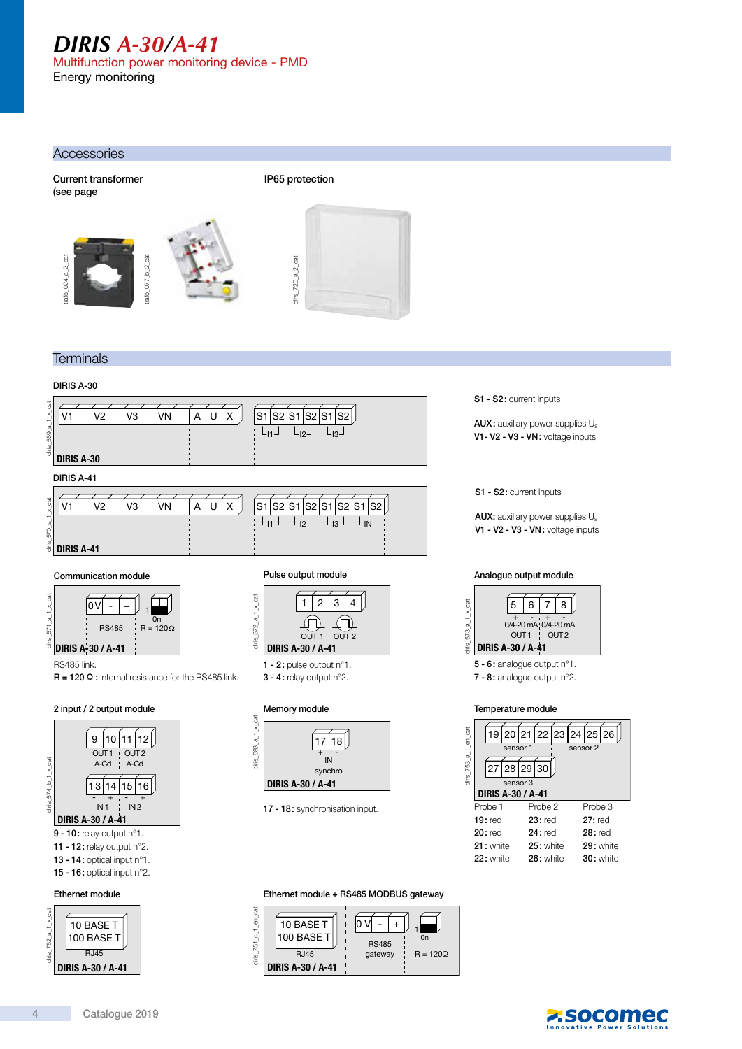# DIRIS A-30/A-41

Multifunction power monitoring device - PMD

Energy monitoring

## Accessories

**Current transformer**
(see page

**IP65 protection**

## Terminals

DIRIS A-30

**S1 - S2:** current inputs

**AUX:** auxiliary power supplies $U_s$

**V1 - V2 - V3 - VN:** voltage inputs

DIRIS A-41

**S1 - S2:** current inputs

**AUX:** auxiliary power supplies $U_s$

**V1 - V2 - V3 - VN:** voltage inputs

### Communication module

RS485 link.

**R = 120 Ω :** internal resistance for the RS485 link.

### Pulse output module

**1 - 2:** pulse output n°1.

**3 - 4:** relay output n°2.

### Analogue output module

**5 - 6:** analogue output n°1.

**7 - 8:** analogue output n°2.

### 2 input / 2 output module

**9 - 10:** relay output n°1.

**11 - 12:** relay output n°2.

**13 - 14:** optical input n°1.

**15 - 16:** optical input n°2.

### Memory module

**17 - 18:** synchronisation input.

### Temperature module

| Probe 1 | Probe 2 | Probe 3 |
|---|---|---|
| **19:** red | **23:** red | **27:** red |
| **20:** red | **24:** red | **28:** red |
| **21:** white | **25:** white | **29:** white |
| **22:** white | **26:** white | **30:** white |

### Ethernet module

### Ethernet module + RS485 MODBUS gateway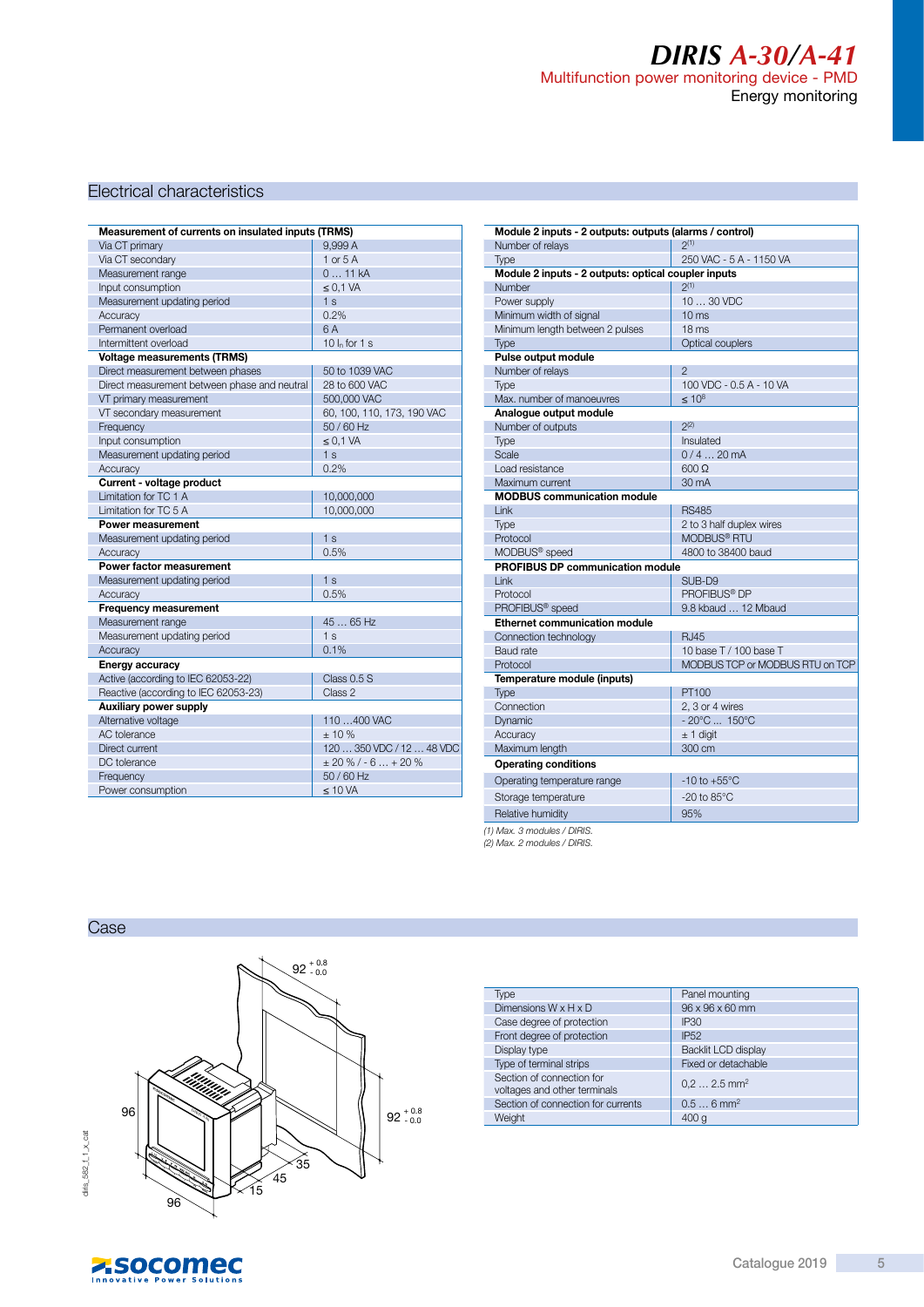# DIRIS A-30/A-41

Multifunction power monitoring device - PMD

Energy monitoring

## Electrical characteristics

| **Measurement of currents on insulated inputs (TRMS)** | |
|---|---|
| Via CT primary | 9,999 A |
| Via CT secondary | 1 or 5 A |
| Measurement range | 0 … 11 kA |
| Input consumption | ≤ 0,1 VA |
| Measurement updating period | 1 s |
| Accuracy | 0.2% |
| Permanent overload | 6 A |
| Intermittent overload | 10 $I_n$ for 1 s |
| **Voltage measurements (TRMS)** | |
| Direct measurement between phases | 50 to 1039 VAC |
| Direct measurement between phase and neutral | 28 to 600 VAC |
| VT primary measurement | 500,000 VAC |
| VT secondary measurement | 60, 100, 110, 173, 190 VAC |
| Frequency | 50 / 60 Hz |
| Input consumption | ≤ 0,1 VA |
| Measurement updating period | 1 s |
| Accuracy | 0.2% |
| **Current - voltage product** | |
| Limitation for TC 1 A | 10,000,000 |
| Limitation for TC 5 A | 10,000,000 |
| **Power measurement** | |
| Measurement updating period | 1 s |
| Accuracy | 0.5% |
| **Power factor measurement** | |
| Measurement updating period | 1 s |
| Accuracy | 0.5% |
| **Frequency measurement** | |
| Measurement range | 45 … 65 Hz |
| Measurement updating period | 1 s |
| Accuracy | 0.1% |
| **Energy accuracy** | |
| Active (according to IEC 62053-22) | Class 0.5 S |
| Reactive (according to IEC 62053-23) | Class 2 |
| **Auxiliary power supply** | |
| Alternative voltage | 110 …400 VAC |
| AC tolerance | ± 10 % |
| Direct current | 120 … 350 VDC / 12 … 48 VDC |
| DC tolerance | ± 20 % / - 6 … + 20 % |
| Frequency | 50 / 60 Hz |
| Power consumption | ≤ 10 VA |

| **Module 2 inputs - 2 outputs: outputs (alarms / control)** | |
|---|---|
| Number of relays | 2 (1) |
| Type | 250 VAC - 5 A - 1150 VA |
| **Module 2 inputs - 2 outputs: optical coupler inputs** | |
| Number | 2 (1) |
| Power supply | 10 … 30 VDC |
| Minimum width of signal | 10 ms |
| Minimum length between 2 pulses | 18 ms |
| Type | Optical couplers |
| **Pulse output module** | |
| Number of relays | 2 |
| Type | 100 VDC - 0.5 A - 10 VA |
| Max. number of manoeuvres | ≤ $10^8$ |
| **Analogue output module** | |
| Number of outputs | 2 (2) |
| Type | Insulated |
| Scale | 0 / 4 … 20 mA |
| Load resistance | 600 Ω |
| Maximum current | 30 mA |
| **MODBUS communication module** | |
| Link | RS485 |
| Type | 2 to 3 half duplex wires |
| Protocol | MODBUS® RTU |
| MODBUS® speed | 4800 to 38400 baud |
| **PROFIBUS DP communication module** | |
| Link | SUB-D9 |
| Protocol | PROFIBUS® DP |
| PROFIBUS® speed | 9.8 kbaud … 12 Mbaud |
| **Ethernet communication module** | |
| Connection technology | RJ45 |
| Baud rate | 10 base T / 100 base T |
| Protocol | MODBUS TCP or MODBUS RTU on TCP |
| **Temperature module (inputs)** | |
| Type | PT100 |
| Connection | 2, 3 or 4 wires |
| Dynamic | - 20°C … 150°C |
| Accuracy | ± 1 digit |
| Maximum length | 300 cm |
| **Operating conditions** | |
| Operating temperature range | -10 to +55°C |
| Storage temperature | -20 to 85°C |
| Relative humidity | 95% |

*(1) Max. 3 modules / DIRIS.*
*(2) Max. 2 modules / DIRIS.*

## Case

| Type | Panel mounting |
|---|---|
| Dimensions W x H x D | 96 x 96 x 60 mm |
| Case degree of protection | IP30 |
| Front degree of protection | IP52 |
| Display type | Backlit LCD display |
| Type of terminal strips | Fixed or detachable |
| Section of connection for voltages and other terminals | 0,2 … 2.5 mm² |
| Section of connection for currents | 0.5 … 6 mm² |
| Weight | 400 g |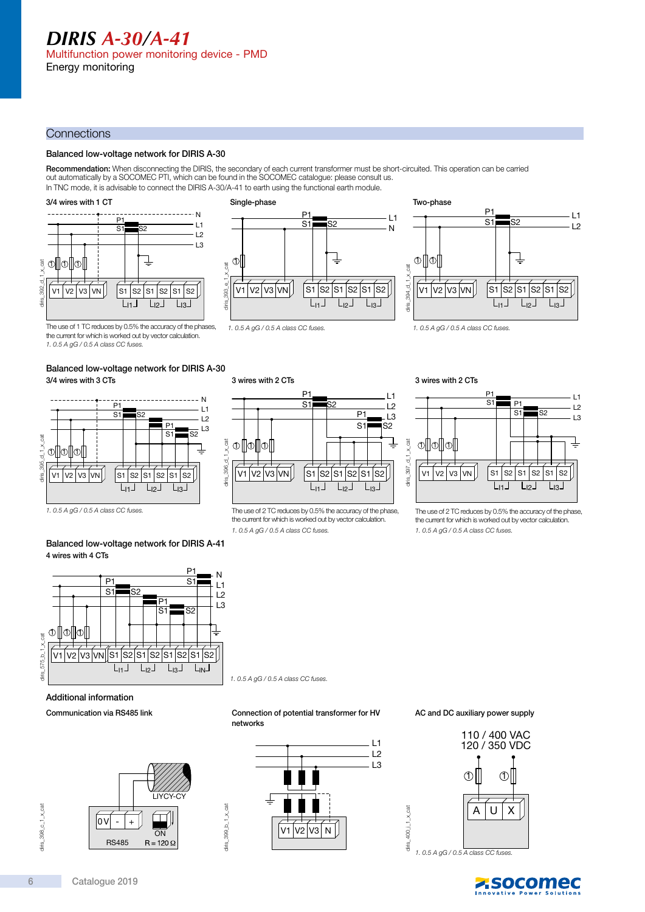# DIRIS A-30/A-41

Multifunction power monitoring device - PMD

Energy monitoring

## Connections

### Balanced low-voltage network for DIRIS A-30

**Recommendation:** When disconnecting the DIRIS, the secondary of each current transformer must be short-circuited. This operation can be carried out automatically by a SOCOMEC PTI, which can be found in the SOCOMEC catalogue: please consult us.
In TNC mode, it is advisable to connect the DIRIS A-30/A-41 to earth using the functional earth module.

**3/4 wires with 1 CT**

The use of 1 TC reduces by 0.5% the accuracy of the phases, the current for which is worked out by vector calculation.

*1. 0.5 A gG / 0.5 A class CC fuses.*

**Single-phase**

*1. 0.5 A gG / 0.5 A class CC fuses.*

**Two-phase**

*1. 0.5 A gG / 0.5 A class CC fuses.*

### Balanced low-voltage network for DIRIS A-30

**3/4 wires with 3 CTs**

*1. 0.5 A gG / 0.5 A class CC fuses.*

**3 wires with 2 CTs**

The use of 2 TC reduces by 0.5% the accuracy of the phase, the current for which is worked out by vector calculation.

*1. 0.5 A gG / 0.5 A class CC fuses.*

**3 wires with 2 CTs**

The use of 2 TC reduces by 0.5% the accuracy of the phase, the current for which is worked out by vector calculation.

*1. 0.5 A gG / 0.5 A class CC fuses.*

### Balanced low-voltage network for DIRIS A-41

**4 wires with 4 CTs**

*1. 0.5 A gG / 0.5 A class CC fuses.*

### Additional information

**Communication via RS485 link**

**Connection of potential transformer for HV networks**

**AC and DC auxiliary power supply**

110 / 400 VAC
120 / 350 VDC

*1. 0.5 A gG / 0.5 A class CC fuses.*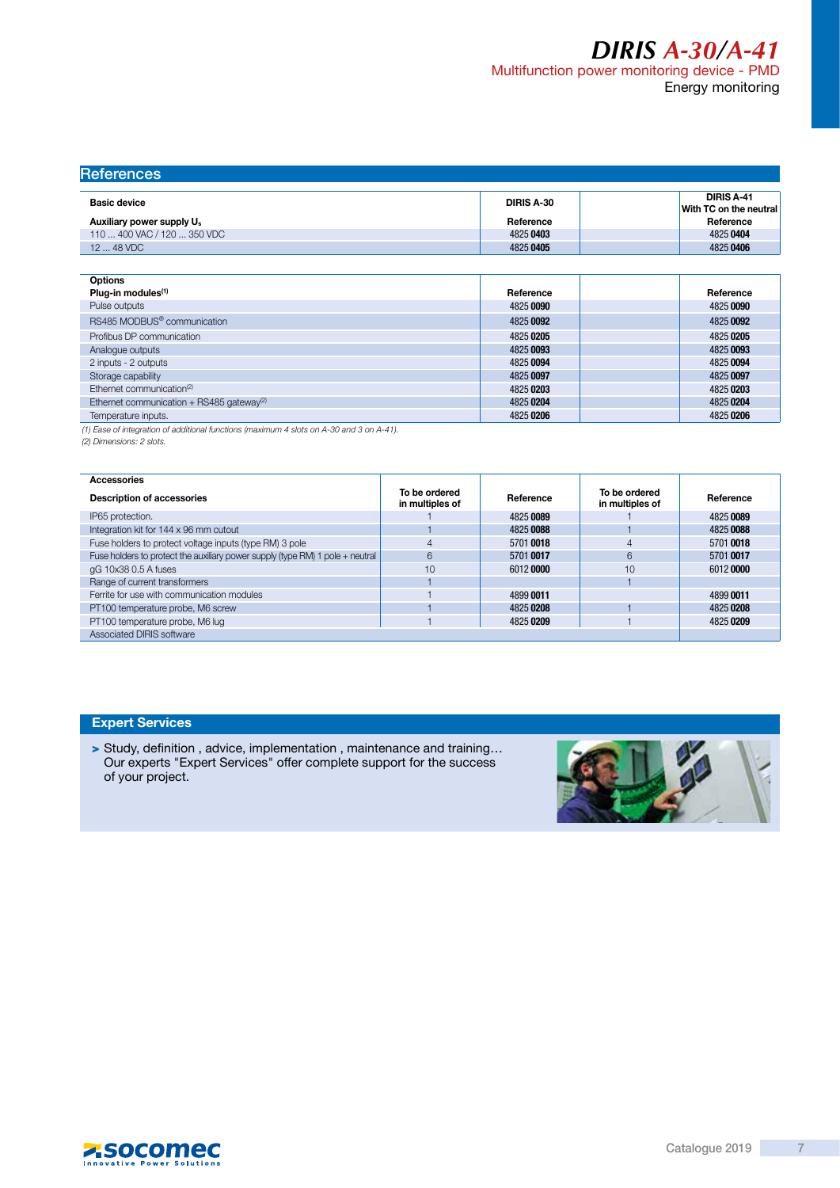# DIRIS A-30/A-41

Multifunction power monitoring device - PMD

Energy monitoring

## References

| Basic device | DIRIS A-30 | | DIRIS A-41 With TC on the neutral |
|---|---|---|---|
| **Auxiliary power supply $U_s$** | **Reference** | | **Reference** |
| 110 ... 400 VAC / 120 ... 350 VDC | 4825 **0403** | | 4825 **0404** |
| 12 ... 48 VDC | 4825 **0405** | | 4825 **0406** |

| Options Plug-in modules[1] | Reference | | Reference |
|---|---|---|---|
| Pulse outputs | 4825 **0090** | | 4825 **0090** |
| RS485 MODBUS® communication | 4825 **0092** | | 4825 **0092** |
| Profibus DP communication | 4825 **0205** | | 4825 **0205** |
| Analogue outputs | 4825 **0093** | | 4825 **0093** |
| 2 inputs - 2 outputs | 4825 **0094** | | 4825 **0094** |
| Storage capability | 4825 **0097** | | 4825 **0097** |
| Ethernet communication[2] | 4825 **0203** | | 4825 **0203** |
| Ethernet communication + RS485 gateway[2] | 4825 **0204** | | 4825 **0204** |
| Temperature inputs. | 4825 **0206** | | 4825 **0206** |

*(1) Ease of integration of additional functions (maximum 4 slots on A-30 and 3 on A-41).*
*(2) Dimensions: 2 slots.*

| Accessories Description of accessories | To be ordered in multiples of | Reference | To be ordered in multiples of | Reference |
|---|---|---|---|---|
| IP65 protection. | 1 | 4825 **0089** | 1 | 4825 **0089** |
| Integration kit for 144 x 96 mm cutout | 1 | 4825 **0088** | 1 | 4825 **0088** |
| Fuse holders to protect voltage inputs (type RM) 3 pole | 4 | 5701 **0018** | 4 | 5701 **0018** |
| Fuse holders to protect the auxiliary power supply (type RM) 1 pole + neutral | 6 | 5701 **0017** | 6 | 5701 **0017** |
| gG 10x38 0.5 A fuses | 10 | 6012 **0000** | 10 | 6012 **0000** |
| Range of current transformers | 1 | | 1 | |
| Ferrite for use with communication modules | 1 | 4899 **0011** | | 4899 **0011** |
| PT100 temperature probe, M6 screw | 1 | 4825 **0208** | 1 | 4825 **0208** |
| PT100 temperature probe, M6 lug | 1 | 4825 **0209** | 1 | 4825 **0209** |
| Associated DIRIS software | | | | |

## Expert Services

> Study, definition , advice, implementation , maintenance and training…
Our experts "Expert Services" offer complete support for the success of your project.